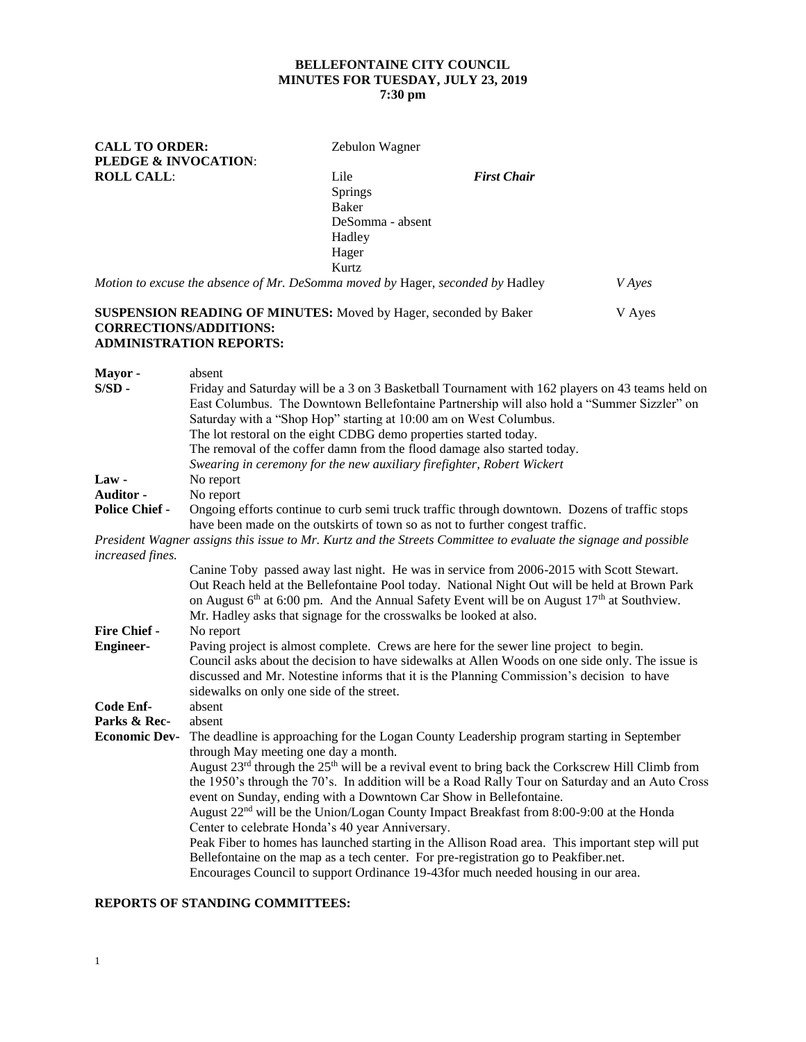**BELLEFONTAINE CITY COUNCIL**
**MINUTES FOR TUESDAY, JULY 23, 2019**
**7:30 pm**

**CALL TO ORDER:** Zebulon Wagner
**PLEDGE & INVOCATION:**
**ROLL CALL:**

Lile *First Chair*
Springs
Baker
DeSomma - absent
Hadley
Hager
Kurtz

*Motion to excuse the absence of Mr. DeSomma moved by* Hager, *seconded by* Hadley *V Ayes*

**SUSPENSION READING OF MINUTES:** Moved by Hager, seconded by Baker V Ayes
**CORRECTIONS/ADDITIONS:**
**ADMINISTRATION REPORTS:**

**Mayor -** absent

**S/SD -** Friday and Saturday will be a 3 on 3 Basketball Tournament with 162 players on 43 teams held on East Columbus. The Downtown Bellefontaine Partnership will also hold a "Summer Sizzler" on Saturday with a "Shop Hop" starting at 10:00 am on West Columbus.
The lot restoral on the eight CDBG demo properties started today.
The removal of the coffer damn from the flood damage also started today.
*Swearing in ceremony for the new auxiliary firefighter, Robert Wickert*

**Law -** No report

**Auditor -** No report

**Police Chief -** Ongoing efforts continue to curb semi truck traffic through downtown. Dozens of traffic stops have been made on the outskirts of town so as not to further congest traffic.

*President Wagner assigns this issue to Mr. Kurtz and the Streets Committee to evaluate the signage and possible increased fines.*

Canine Toby passed away last night. He was in service from 2006-2015 with Scott Stewart.
Out Reach held at the Bellefontaine Pool today. National Night Out will be held at Brown Park on August 6th at 6:00 pm. And the Annual Safety Event will be on August 17th at Southview.
Mr. Hadley asks that signage for the crosswalks be looked at also.

**Fire Chief -** No report

**Engineer-** Paving project is almost complete. Crews are here for the sewer line project to begin.
Council asks about the decision to have sidewalks at Allen Woods on one side only. The issue is discussed and Mr. Notestine informs that it is the Planning Commission's decision to have sidewalks on only one side of the street.

**Code Enf-** absent

**Parks & Rec-** absent

**Economic Dev-** The deadline is approaching for the Logan County Leadership program starting in September through May meeting one day a month.
August 23rd through the 25th will be a revival event to bring back the Corkscrew Hill Climb from the 1950's through the 70's. In addition will be a Road Rally Tour on Saturday and an Auto Cross event on Sunday, ending with a Downtown Car Show in Bellefontaine.
August 22nd will be the Union/Logan County Impact Breakfast from 8:00-9:00 at the Honda Center to celebrate Honda's 40 year Anniversary.
Peak Fiber to homes has launched starting in the Allison Road area. This important step will put Bellefontaine on the map as a tech center. For pre-registration go to Peakfiber.net.
Encourages Council to support Ordinance 19-43for much needed housing in our area.

**REPORTS OF STANDING COMMITTEES:**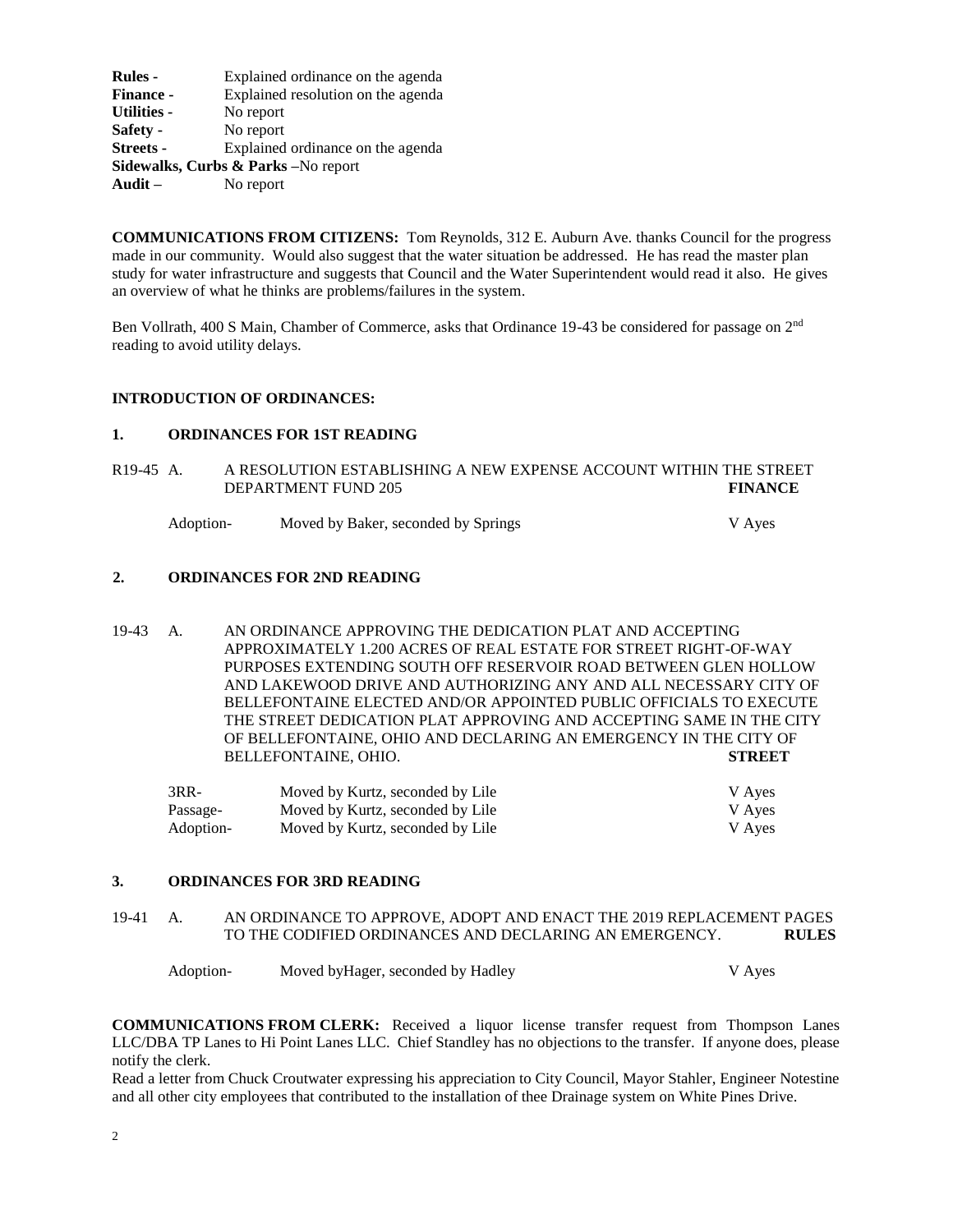**Rules -** Explained ordinance on the agenda
**Finance -** Explained resolution on the agenda
**Utilities -** No report
**Safety -** No report
**Streets -** Explained ordinance on the agenda
**Sidewalks, Curbs & Parks** –No report
**Audit –** No report

**COMMUNICATIONS FROM CITIZENS:** Tom Reynolds, 312 E. Auburn Ave. thanks Council for the progress made in our community. Would also suggest that the water situation be addressed. He has read the master plan study for water infrastructure and suggests that Council and the Water Superintendent would read it also. He gives an overview of what he thinks are problems/failures in the system.

Ben Vollrath, 400 S Main, Chamber of Commerce, asks that Ordinance 19-43 be considered for passage on 2nd reading to avoid utility delays.

**INTRODUCTION OF ORDINANCES:**

**1. ORDINANCES FOR 1ST READING**

R19-45 A. A RESOLUTION ESTABLISHING A NEW EXPENSE ACCOUNT WITHIN THE STREET DEPARTMENT FUND 205 **FINANCE**

| | | |
|---|---|---|
| Adoption- | Moved by Baker, seconded by Springs | V Ayes |

**2. ORDINANCES FOR 2ND READING**

19-43 A. AN ORDINANCE APPROVING THE DEDICATION PLAT AND ACCEPTING APPROXIMATELY 1.200 ACRES OF REAL ESTATE FOR STREET RIGHT-OF-WAY PURPOSES EXTENDING SOUTH OFF RESERVOIR ROAD BETWEEN GLEN HOLLOW AND LAKEWOOD DRIVE AND AUTHORIZING ANY AND ALL NECESSARY CITY OF BELLEFONTAINE ELECTED AND/OR APPOINTED PUBLIC OFFICIALS TO EXECUTE THE STREET DEDICATION PLAT APPROVING AND ACCEPTING SAME IN THE CITY OF BELLEFONTAINE, OHIO AND DECLARING AN EMERGENCY IN THE CITY OF BELLEFONTAINE, OHIO. **STREET**

| | | |
|---|---|---|
| 3RR- | Moved by Kurtz, seconded by Lile | V Ayes |
| Passage- | Moved by Kurtz, seconded by Lile | V Ayes |
| Adoption- | Moved by Kurtz, seconded by Lile | V Ayes |

**3. ORDINANCES FOR 3RD READING**

19-41 A. AN ORDINANCE TO APPROVE, ADOPT AND ENACT THE 2019 REPLACEMENT PAGES TO THE CODIFIED ORDINANCES AND DECLARING AN EMERGENCY. **RULES**

| | | |
|---|---|---|
| Adoption- | Moved byHager, seconded by Hadley | V Ayes |

**COMMUNICATIONS FROM CLERK:** Received a liquor license transfer request from Thompson Lanes LLC/DBA TP Lanes to Hi Point Lanes LLC. Chief Standley has no objections to the transfer. If anyone does, please notify the clerk.
Read a letter from Chuck Croutwater expressing his appreciation to City Council, Mayor Stahler, Engineer Notestine and all other city employees that contributed to the installation of thee Drainage system on White Pines Drive.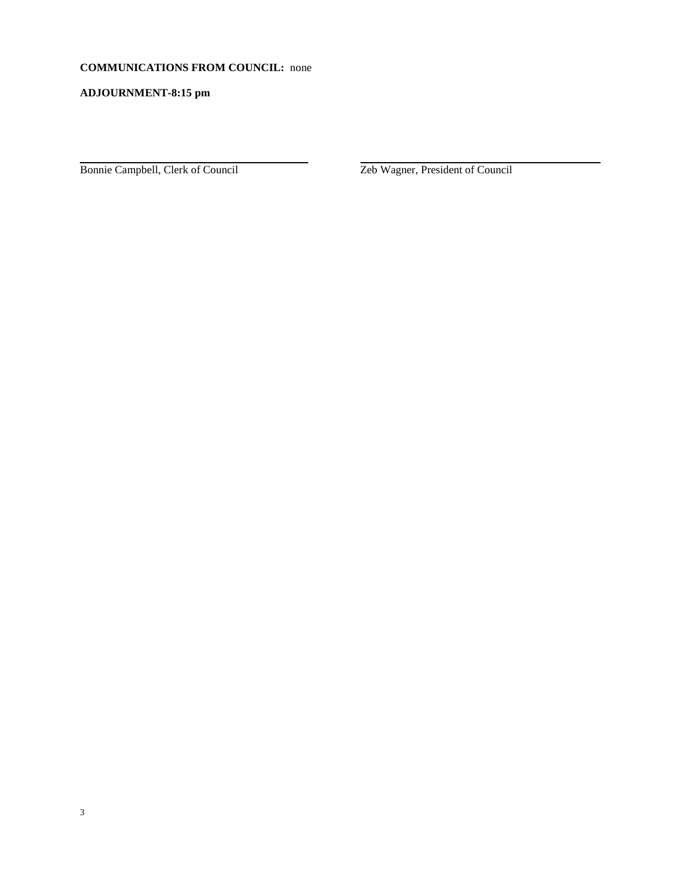**COMMUNICATIONS FROM COUNCIL:** none

**ADJOURNMENT-8:15 pm**

\_\_\_\_\_\_\_\_\_\_\_\_\_\_\_\_\_\_\_\_\_\_\_\_\_\_\_\_\_\_\_\_\_\_\_\_\_\_
Bonnie Campbell, Clerk of Council

\_\_\_\_\_\_\_\_\_\_\_\_\_\_\_\_\_\_\_\_\_\_\_\_\_\_\_\_\_\_\_\_\_\_\_\_\_\_
Zeb Wagner, President of Council